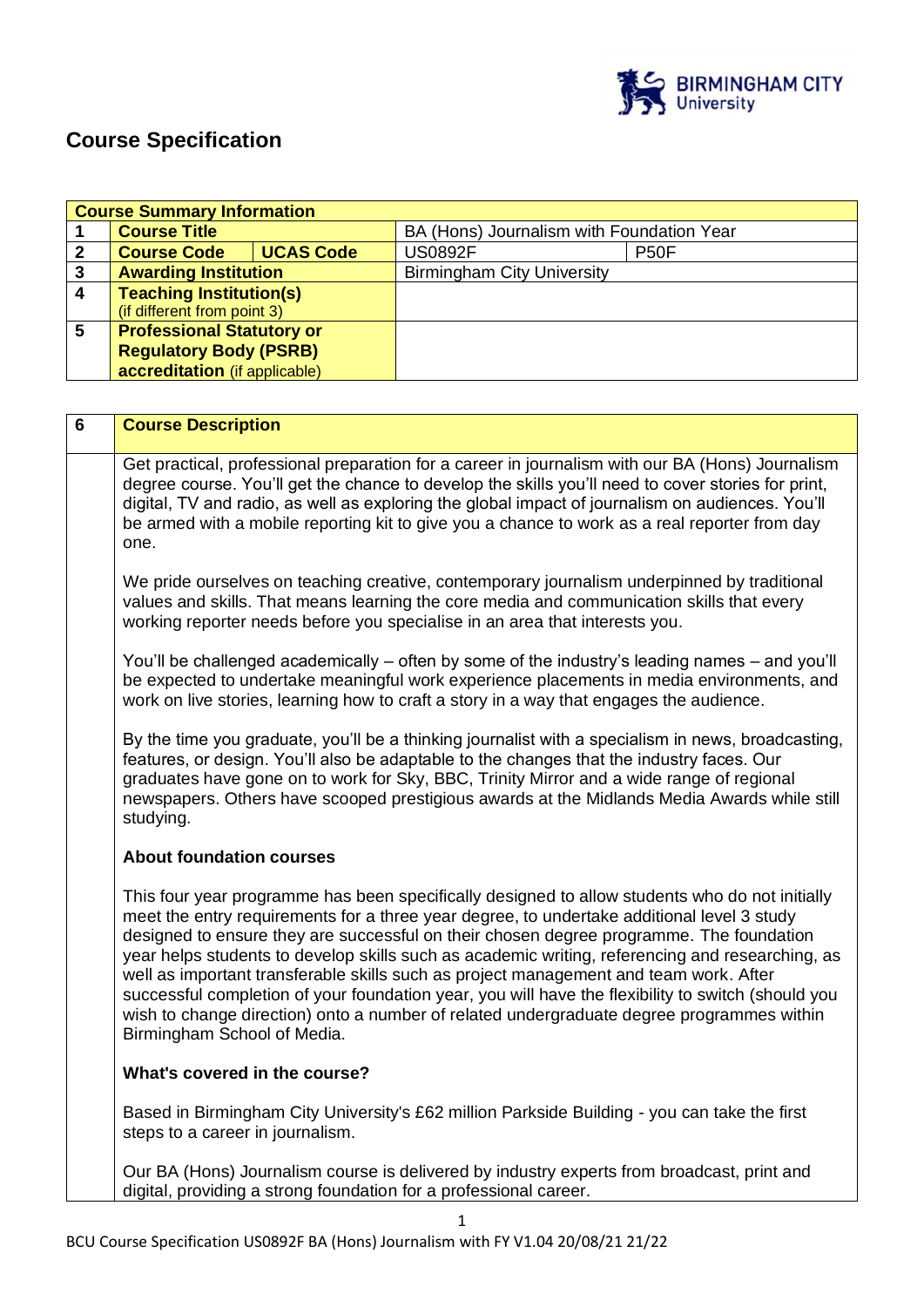# Course Specification

| Course Summary Information | | | | |
|---|---|---|---|---|
| 1 | **Course Title** | | BA (Hons) Journalism with Foundation Year | |
| 2 | **Course Code** | **UCAS Code** | US0892F | P50F |
| 3 | **Awarding Institution** | | Birmingham City University | |
| 4 | **Teaching Institution(s)** (if different from point 3) | | | |
| 5 | **Professional Statutory or Regulatory Body (PSRB) accreditation** (if applicable) | | | |

| 6 | **Course Description** |
|---|---|

Get practical, professional preparation for a career in journalism with our BA (Hons) Journalism degree course. You'll get the chance to develop the skills you'll need to cover stories for print, digital, TV and radio, as well as exploring the global impact of journalism on audiences. You'll be armed with a mobile reporting kit to give you a chance to work as a real reporter from day one.

We pride ourselves on teaching creative, contemporary journalism underpinned by traditional values and skills. That means learning the core media and communication skills that every working reporter needs before you specialise in an area that interests you.

You'll be challenged academically – often by some of the industry's leading names – and you'll be expected to undertake meaningful work experience placements in media environments, and work on live stories, learning how to craft a story in a way that engages the audience.

By the time you graduate, you'll be a thinking journalist with a specialism in news, broadcasting, features, or design. You'll also be adaptable to the changes that the industry faces. Our graduates have gone on to work for Sky, BBC, Trinity Mirror and a wide range of regional newspapers. Others have scooped prestigious awards at the Midlands Media Awards while still studying.

**About foundation courses**

This four year programme has been specifically designed to allow students who do not initially meet the entry requirements for a three year degree, to undertake additional level 3 study designed to ensure they are successful on their chosen degree programme. The foundation year helps students to develop skills such as academic writing, referencing and researching, as well as important transferable skills such as project management and team work. After successful completion of your foundation year, you will have the flexibility to switch (should you wish to change direction) onto a number of related undergraduate degree programmes within Birmingham School of Media.

**What's covered in the course?**

Based in Birmingham City University's £62 million Parkside Building - you can take the first steps to a career in journalism.

Our BA (Hons) Journalism course is delivered by industry experts from broadcast, print and digital, providing a strong foundation for a professional career.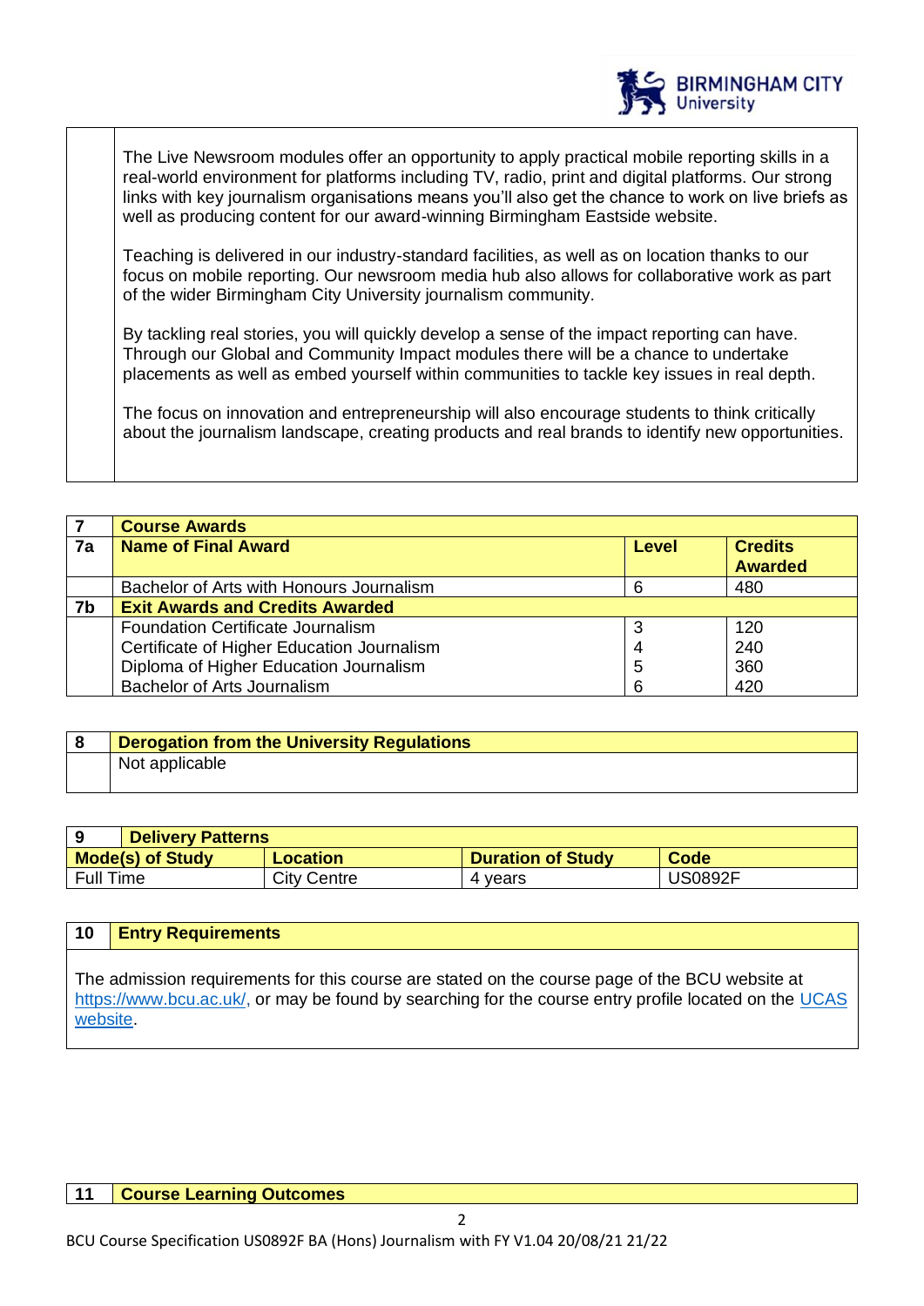The Live Newsroom modules offer an opportunity to apply practical mobile reporting skills in a real-world environment for platforms including TV, radio, print and digital platforms. Our strong links with key journalism organisations means you'll also get the chance to work on live briefs as well as producing content for our award-winning Birmingham Eastside website.

Teaching is delivered in our industry-standard facilities, as well as on location thanks to our focus on mobile reporting. Our newsroom media hub also allows for collaborative work as part of the wider Birmingham City University journalism community.

By tackling real stories, you will quickly develop a sense of the impact reporting can have. Through our Global and Community Impact modules there will be a chance to undertake placements as well as embed yourself within communities to tackle key issues in real depth.

The focus on innovation and entrepreneurship will also encourage students to think critically about the journalism landscape, creating products and real brands to identify new opportunities.

| 7 | **Course Awards** | | |
|---|---|---|---|
| **7a** | **Name of Final Award** | **Level** | **Credits Awarded** |
| | Bachelor of Arts with Honours Journalism | 6 | 480 |
| **7b** | **Exit Awards and Credits Awarded** | | |
| | Foundation Certificate Journalism | 3 | 120 |
| | Certificate of Higher Education Journalism | 4 | 240 |
| | Diploma of Higher Education Journalism | 5 | 360 |
| | Bachelor of Arts Journalism | 6 | 420 |

| 8 | **Derogation from the University Regulations** |
|---|---|
| | Not applicable |

| 9 **Delivery Patterns** | | | |
|---|---|---|---|
| **Mode(s) of Study** | **Location** | **Duration of Study** | **Code** |
| Full Time | City Centre | 4 years | US0892F |

| 10 | **Entry Requirements** |
|---|---|

The admission requirements for this course are stated on the course page of the BCU website at https://www.bcu.ac.uk/, or may be found by searching for the course entry profile located on the UCAS website.

| 11 | **Course Learning Outcomes** |
|---|---|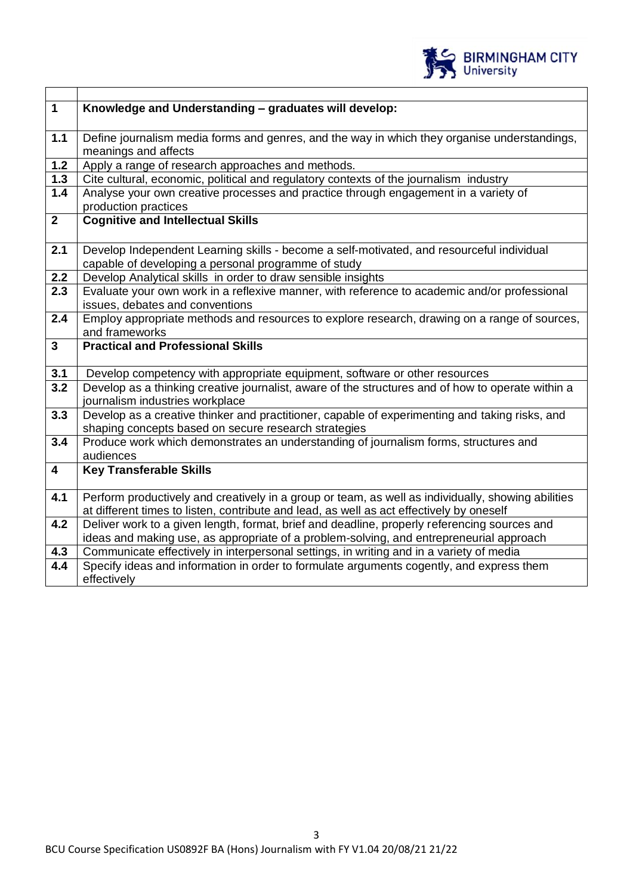| | |
|---|---|
| **1** | **Knowledge and Understanding – graduates will develop:** |
| **1.1** | Define journalism media forms and genres, and the way in which they organise understandings, meanings and affects |
| **1.2** | Apply a range of research approaches and methods. |
| **1.3** | Cite cultural, economic, political and regulatory contexts of the journalism industry |
| **1.4** | Analyse your own creative processes and practice through engagement in a variety of production practices |
| **2** | **Cognitive and Intellectual Skills** |
| **2.1** | Develop Independent Learning skills - become a self-motivated, and resourceful individual capable of developing a personal programme of study |
| **2.2** | Develop Analytical skills in order to draw sensible insights |
| **2.3** | Evaluate your own work in a reflexive manner, with reference to academic and/or professional issues, debates and conventions |
| **2.4** | Employ appropriate methods and resources to explore research, drawing on a range of sources, and frameworks |
| **3** | **Practical and Professional Skills** |
| **3.1** | Develop competency with appropriate equipment, software or other resources |
| **3.2** | Develop as a thinking creative journalist, aware of the structures and of how to operate within a journalism industries workplace |
| **3.3** | Develop as a creative thinker and practitioner, capable of experimenting and taking risks, and shaping concepts based on secure research strategies |
| **3.4** | Produce work which demonstrates an understanding of journalism forms, structures and audiences |
| **4** | **Key Transferable Skills** |
| **4.1** | Perform productively and creatively in a group or team, as well as individually, showing abilities at different times to listen, contribute and lead, as well as act effectively by oneself |
| **4.2** | Deliver work to a given length, format, brief and deadline, properly referencing sources and ideas and making use, as appropriate of a problem-solving, and entrepreneurial approach |
| **4.3** | Communicate effectively in interpersonal settings, in writing and in a variety of media |
| **4.4** | Specify ideas and information in order to formulate arguments cogently, and express them effectively |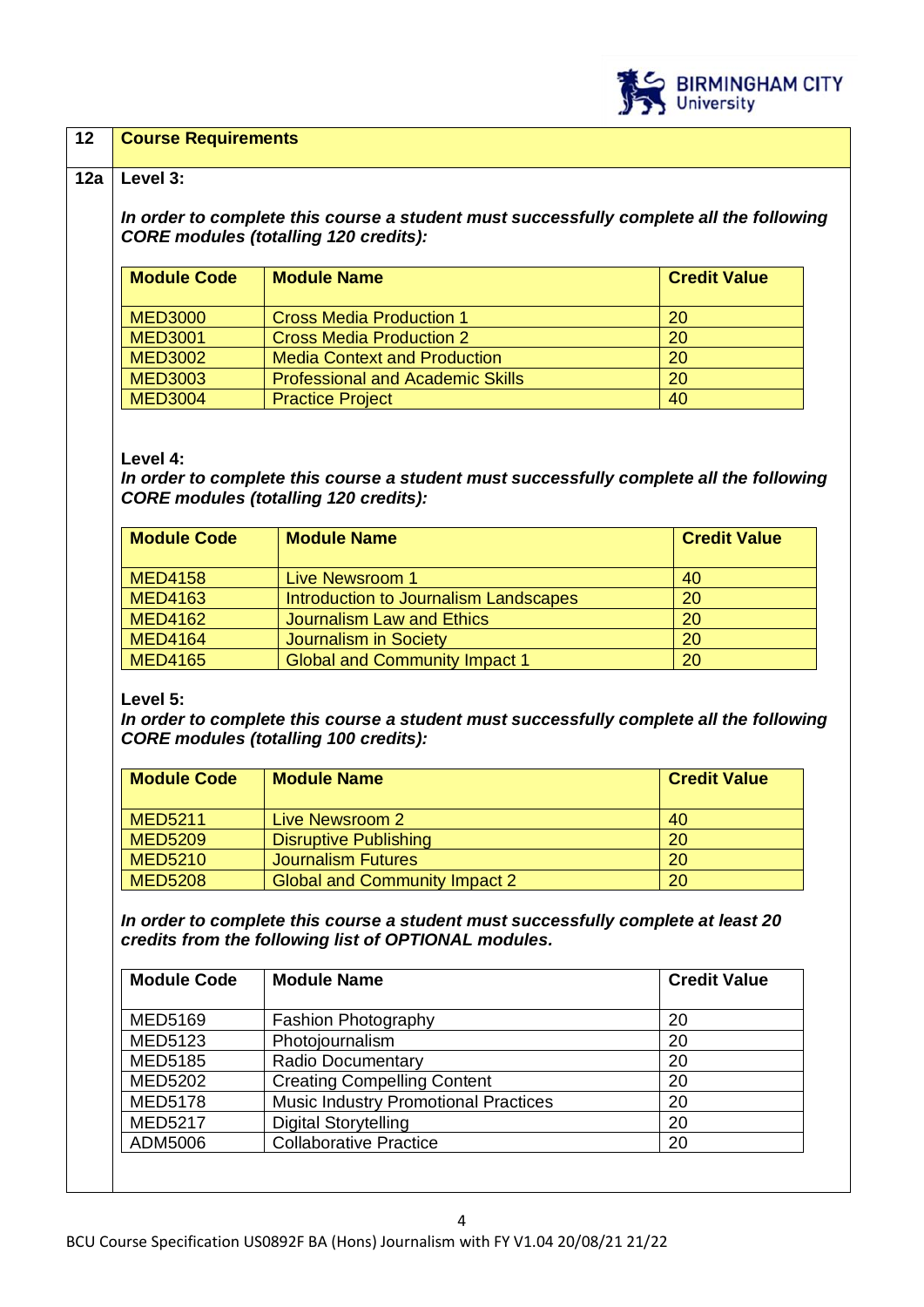## 12 Course Requirements

### 12a Level 3:

***In order to complete this course a student must successfully complete all the following CORE modules (totalling 120 credits):***

| Module Code | Module Name | Credit Value |
|---|---|---|
| MED3000 | Cross Media Production 1 | 20 |
| MED3001 | Cross Media Production 2 | 20 |
| MED3002 | Media Context and Production | 20 |
| MED3003 | Professional and Academic Skills | 20 |
| MED3004 | Practice Project | 40 |

**Level 4:**

***In order to complete this course a student must successfully complete all the following CORE modules (totalling 120 credits):***

| Module Code | Module Name | Credit Value |
|---|---|---|
| MED4158 | Live Newsroom 1 | 40 |
| MED4163 | Introduction to Journalism Landscapes | 20 |
| MED4162 | Journalism Law and Ethics | 20 |
| MED4164 | Journalism in Society | 20 |
| MED4165 | Global and Community Impact 1 | 20 |

**Level 5:**

***In order to complete this course a student must successfully complete all the following CORE modules (totalling 100 credits):***

| Module Code | Module Name | Credit Value |
|---|---|---|
| MED5211 | Live Newsroom 2 | 40 |
| MED5209 | Disruptive Publishing | 20 |
| MED5210 | Journalism Futures | 20 |
| MED5208 | Global and Community Impact 2 | 20 |

***In order to complete this course a student must successfully complete at least 20 credits from the following list of OPTIONAL modules.***

| Module Code | Module Name | Credit Value |
|---|---|---|
| MED5169 | Fashion Photography | 20 |
| MED5123 | Photojournalism | 20 |
| MED5185 | Radio Documentary | 20 |
| MED5202 | Creating Compelling Content | 20 |
| MED5178 | Music Industry Promotional Practices | 20 |
| MED5217 | Digital Storytelling | 20 |
| ADM5006 | Collaborative Practice | 20 |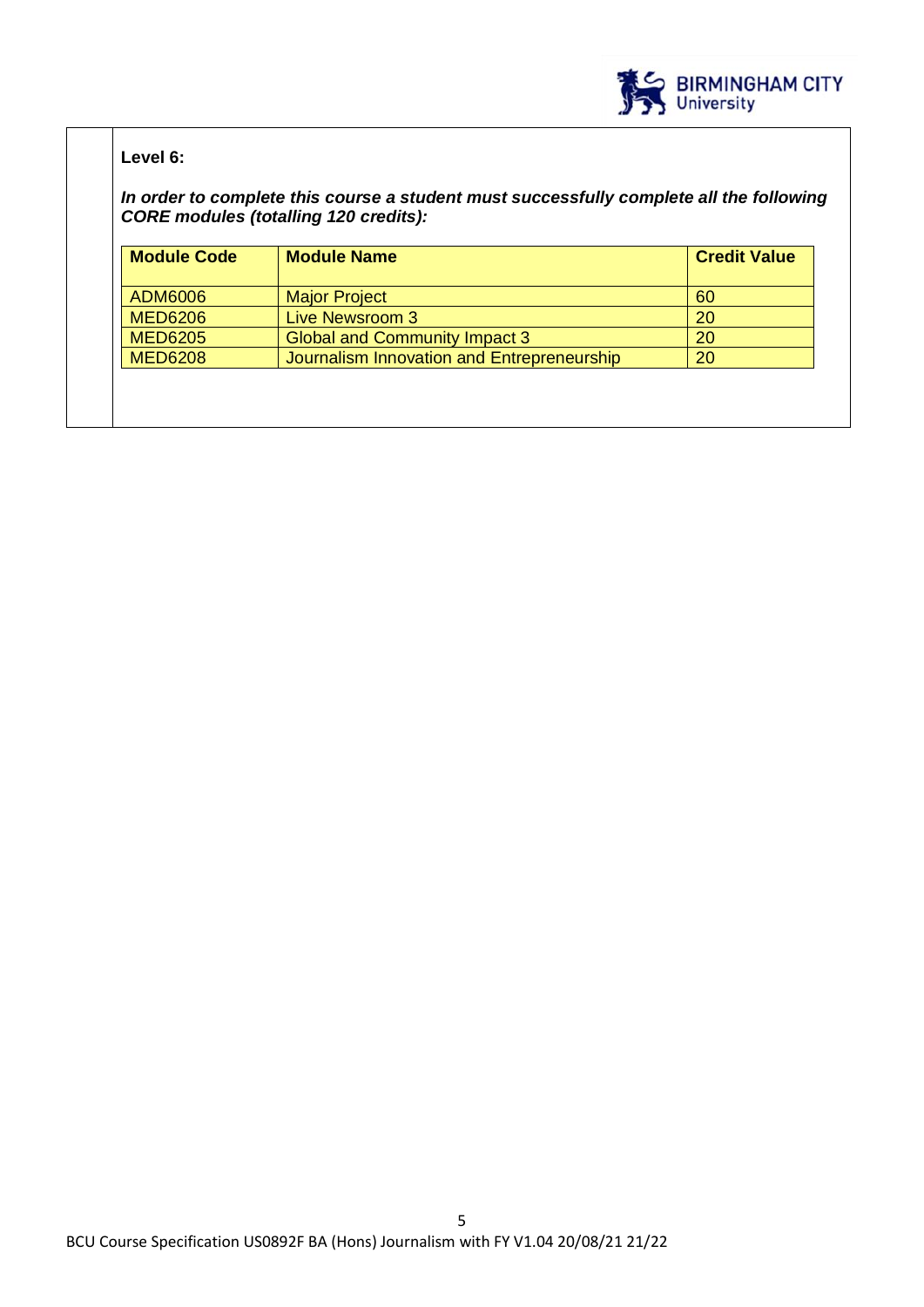**Level 6:**

***In order to complete this course a student must successfully complete all the following CORE modules (totalling 120 credits):***

| Module Code | Module Name | Credit Value |
|---|---|---|
| ADM6006 | Major Project | 60 |
| MED6206 | Live Newsroom 3 | 20 |
| MED6205 | Global and Community Impact 3 | 20 |
| MED6208 | Journalism Innovation and Entrepreneurship | 20 |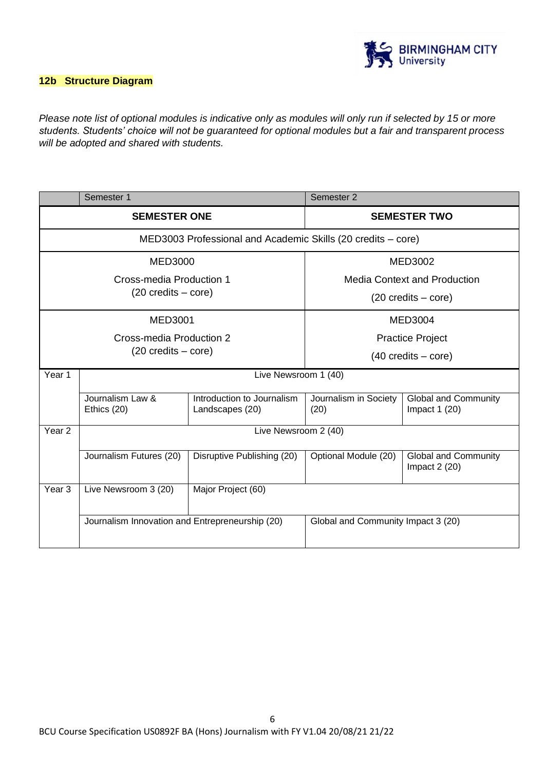## 12b Structure Diagram

*Please note list of optional modules is indicative only as modules will only run if selected by 15 or more students. Students' choice will not be guaranteed for optional modules but a fair and transparent process will be adopted and shared with students.*

| | Semester 1 | | Semester 2 | |
|---|---|---|---|---|
| | **SEMESTER ONE** | | **SEMESTER TWO** | |
| | MED3003 Professional and Academic Skills (20 credits – core) | | | |
| | MED3000 Cross-media Production 1 (20 credits – core) | | MED3002 Media Context and Production (20 credits – core) | |
| | MED3001 Cross-media Production 2 (20 credits – core) | | MED3004 Practice Project (40 credits – core) | |
| Year 1 | Live Newsroom 1 (40) | | | |
| | Journalism Law & Ethics (20) | Introduction to Journalism Landscapes (20) | Journalism in Society (20) | Global and Community Impact 1 (20) |
| Year 2 | Live Newsroom 2 (40) | | | |
| | Journalism Futures (20) | Disruptive Publishing (20) | Optional Module (20) | Global and Community Impact 2 (20) |
| Year 3 | Live Newsroom 3 (20) | Major Project (60) | | |
| | Journalism Innovation and Entrepreneurship (20) | | Global and Community Impact 3 (20) | |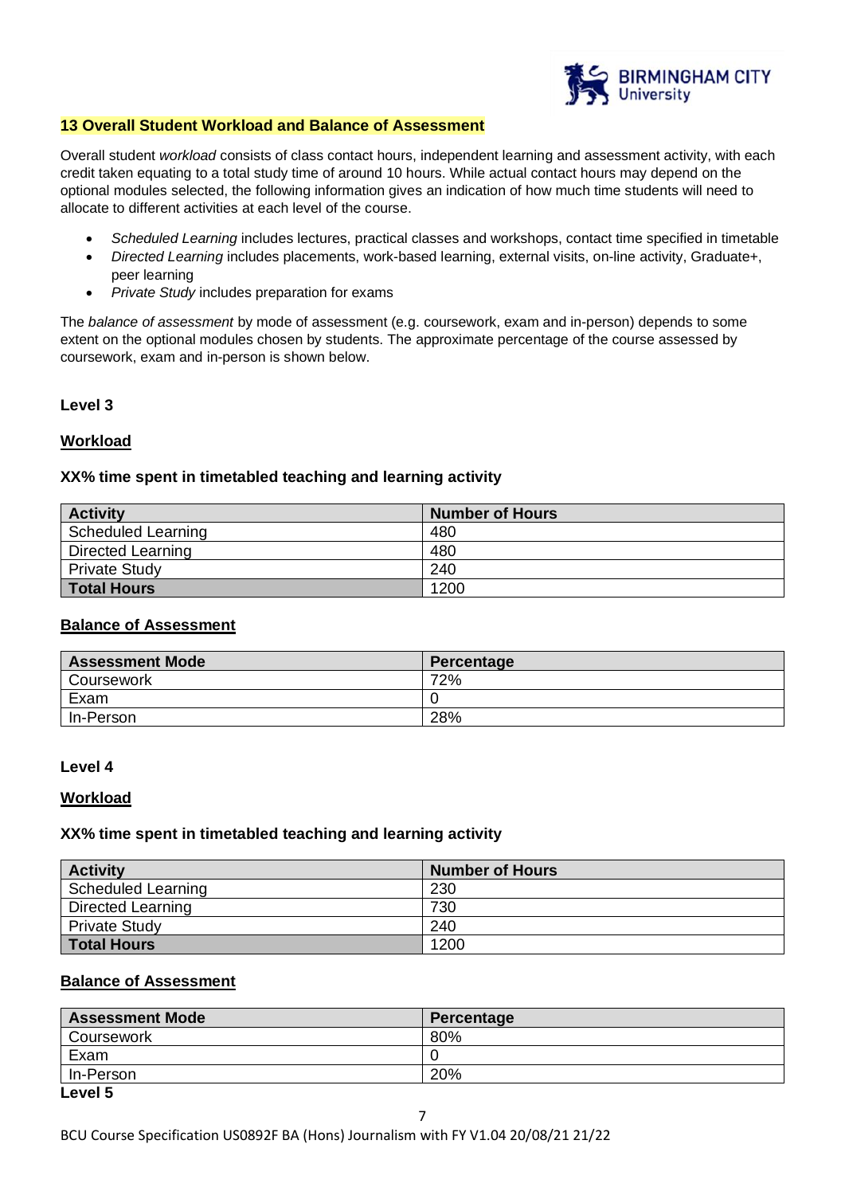## 13 Overall Student Workload and Balance of Assessment

Overall student *workload* consists of class contact hours, independent learning and assessment activity, with each credit taken equating to a total study time of around 10 hours. While actual contact hours may depend on the optional modules selected, the following information gives an indication of how much time students will need to allocate to different activities at each level of the course.

- *Scheduled Learning* includes lectures, practical classes and workshops, contact time specified in timetable
- *Directed Learning* includes placements, work-based learning, external visits, on-line activity, Graduate+, peer learning
- *Private Study* includes preparation for exams

The *balance of assessment* by mode of assessment (e.g. coursework, exam and in-person) depends to some extent on the optional modules chosen by students. The approximate percentage of the course assessed by coursework, exam and in-person is shown below.

### Level 3

**Workload**

**XX% time spent in timetabled teaching and learning activity**

| Activity | Number of Hours |
|---|---|
| Scheduled Learning | 480 |
| Directed Learning | 480 |
| Private Study | 240 |
| **Total Hours** | 1200 |

**Balance of Assessment**

| Assessment Mode | Percentage |
|---|---|
| Coursework | 72% |
| Exam | 0 |
| In-Person | 28% |

### Level 4

**Workload**

**XX% time spent in timetabled teaching and learning activity**

| Activity | Number of Hours |
|---|---|
| Scheduled Learning | 230 |
| Directed Learning | 730 |
| Private Study | 240 |
| **Total Hours** | 1200 |

**Balance of Assessment**

| Assessment Mode | Percentage |
|---|---|
| Coursework | 80% |
| Exam | 0 |
| In-Person | 20% |

### Level 5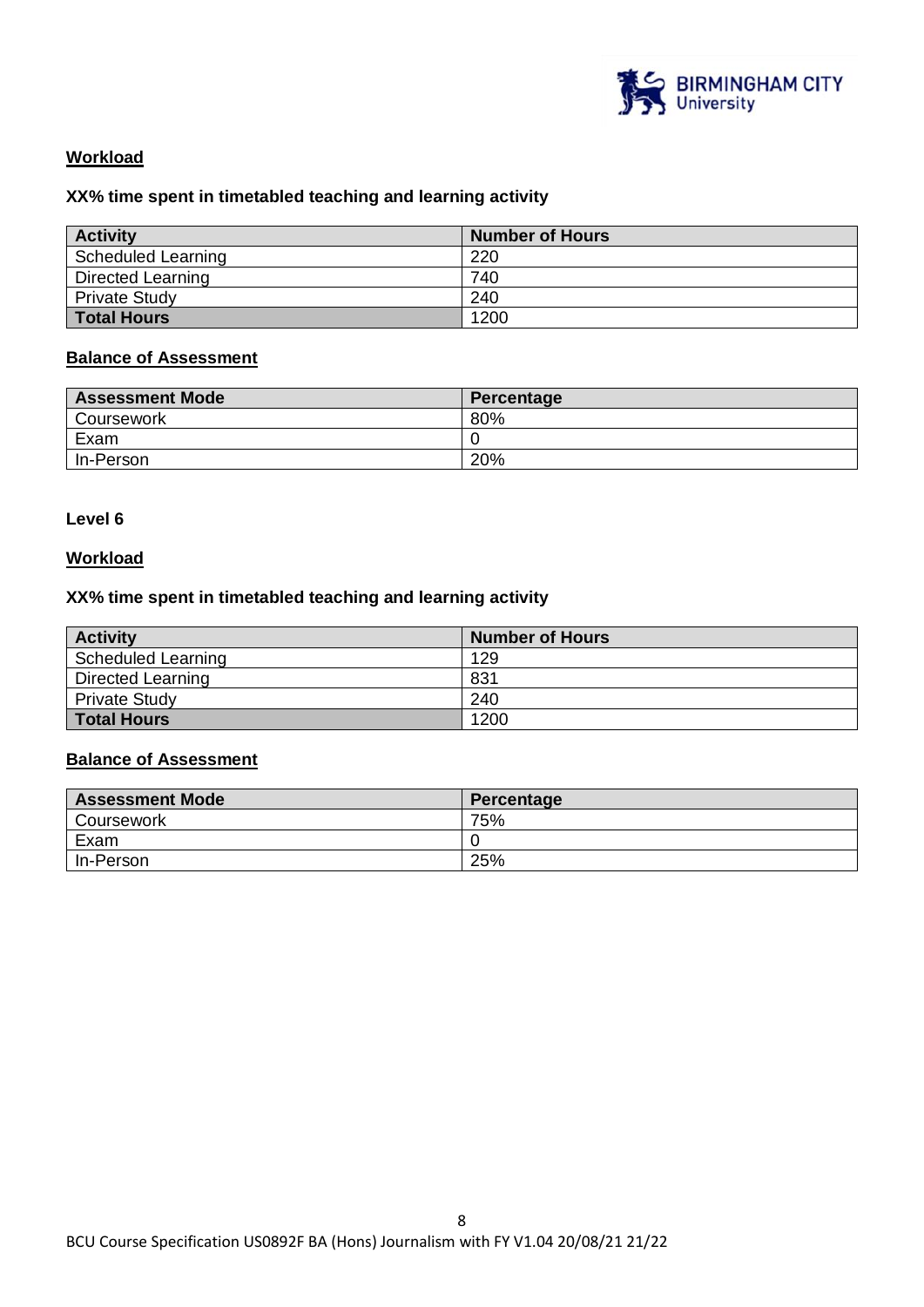**Workload**

**XX% time spent in timetabled teaching and learning activity**

| Activity | Number of Hours |
|---|---|
| Scheduled Learning | 220 |
| Directed Learning | 740 |
| Private Study | 240 |
| **Total Hours** | 1200 |

**Balance of Assessment**

| Assessment Mode | Percentage |
|---|---|
| Coursework | 80% |
| Exam | 0 |
| In-Person | 20% |

**Level 6**

**Workload**

**XX% time spent in timetabled teaching and learning activity**

| Activity | Number of Hours |
|---|---|
| Scheduled Learning | 129 |
| Directed Learning | 831 |
| Private Study | 240 |
| **Total Hours** | 1200 |

**Balance of Assessment**

| Assessment Mode | Percentage |
|---|---|
| Coursework | 75% |
| Exam | 0 |
| In-Person | 25% |